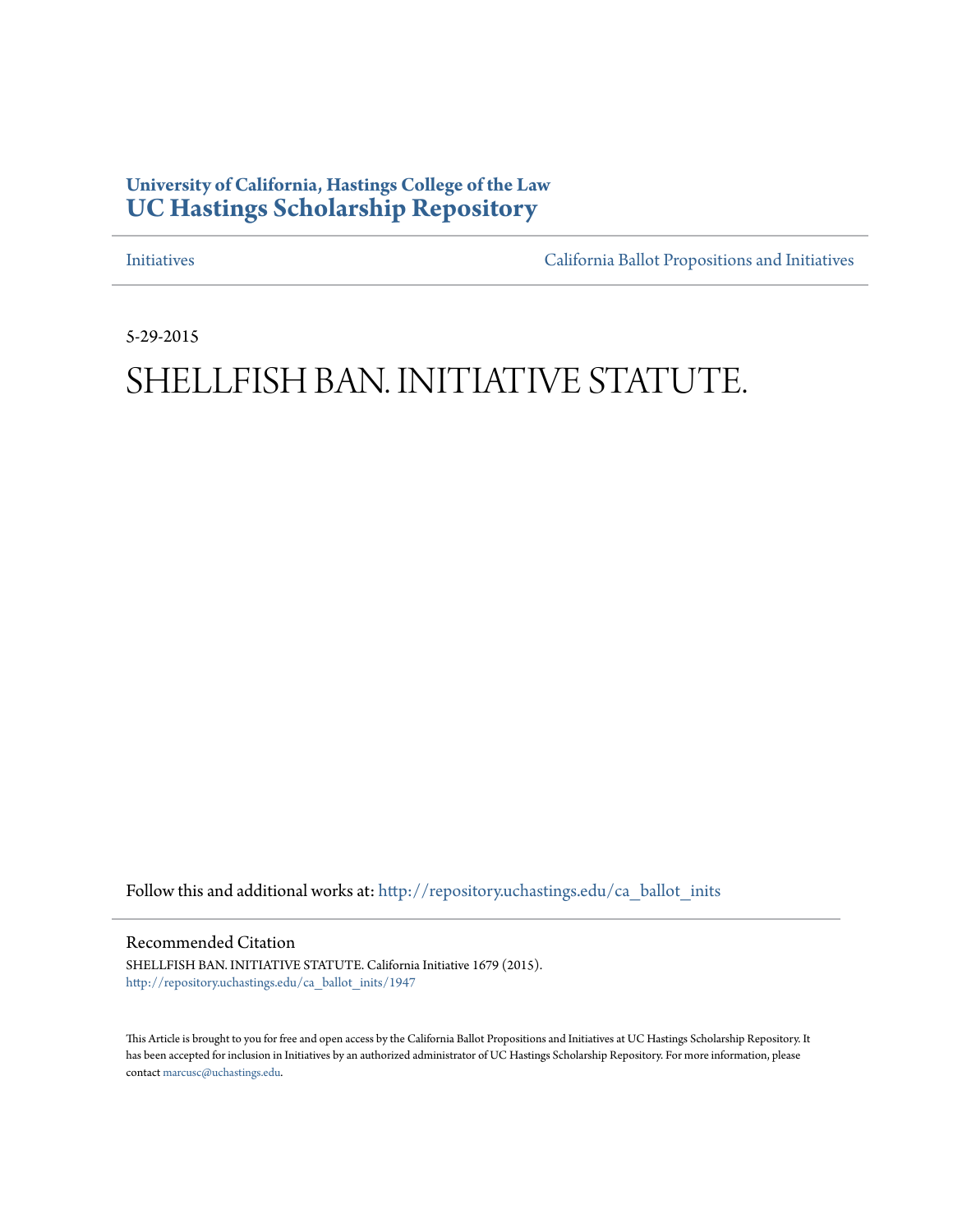**University of California, Hastings College of the Law**
**UC Hastings Scholarship Repository**

Initiatives — California Ballot Propositions and Initiatives

5-29-2015

# SHELLFISH BAN. INITIATIVE STATUTE.

Follow this and additional works at: http://repository.uchastings.edu/ca_ballot_inits

## Recommended Citation

SHELLFISH BAN. INITIATIVE STATUTE. California Initiative 1679 (2015).
http://repository.uchastings.edu/ca_ballot_inits/1947

This Article is brought to you for free and open access by the California Ballot Propositions and Initiatives at UC Hastings Scholarship Repository. It has been accepted for inclusion in Initiatives by an authorized administrator of UC Hastings Scholarship Repository. For more information, please contact marcusc@uchastings.edu.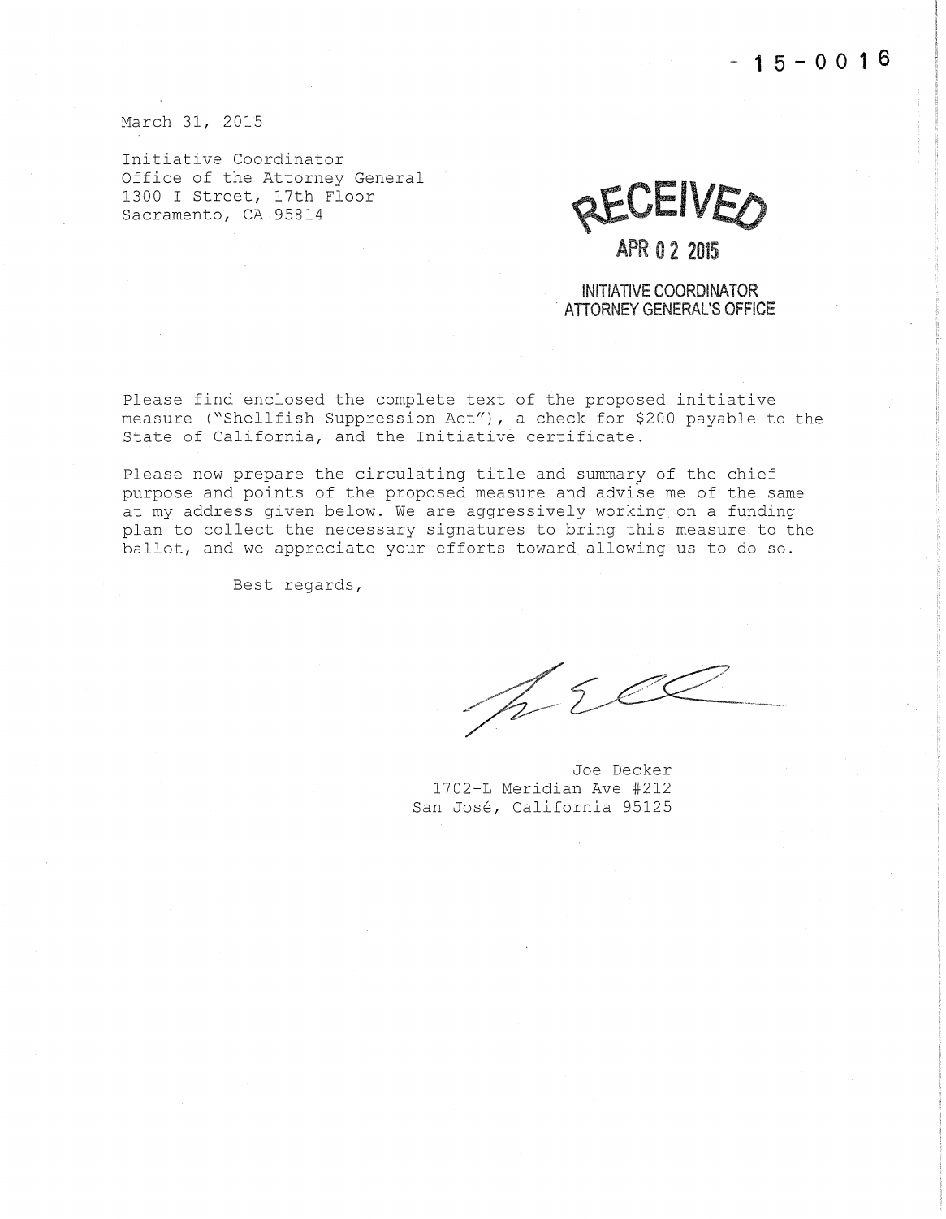15-0016

March 31, 2015

Initiative Coordinator
Office of the Attorney General
1300 I Street, 17th Floor
Sacramento, CA 95814

RECEIVED

APR 02 2015

INITIATIVE COORDINATOR
ATTORNEY GENERAL'S OFFICE

Please find enclosed the complete text of the proposed initiative measure ("Shellfish Suppression Act"), a check for $200 payable to the State of California, and the Initiative certificate.

Please now prepare the circulating title and summary of the chief purpose and points of the proposed measure and advise me of the same at my address given below. We are aggressively working on a funding plan to collect the necessary signatures to bring this measure to the ballot, and we appreciate your efforts toward allowing us to do so.

Best regards,

Joe Decker
1702-L Meridian Ave #212
San José, California 95125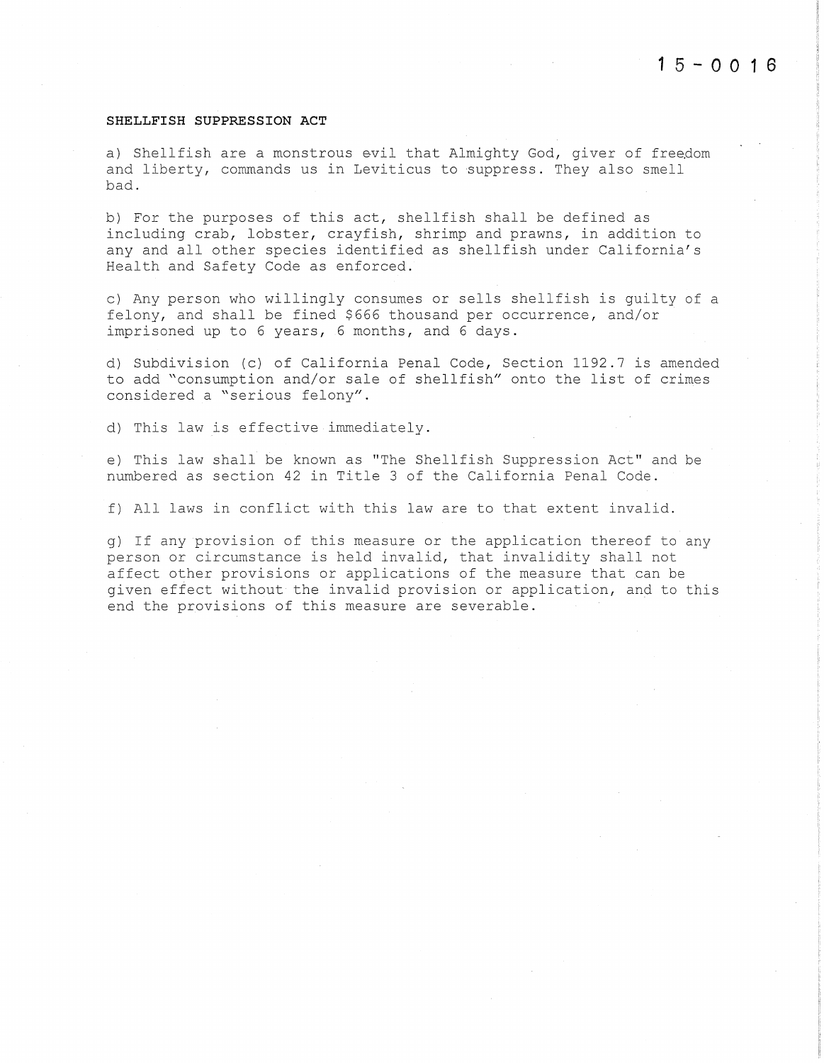15-0016

**SHELLFISH SUPPRESSION ACT**

a) Shellfish are a monstrous evil that Almighty God, giver of freedom and liberty, commands us in Leviticus to suppress. They also smell bad.

b) For the purposes of this act, shellfish shall be defined as including crab, lobster, crayfish, shrimp and prawns, in addition to any and all other species identified as shellfish under California's Health and Safety Code as enforced.

c) Any person who willingly consumes or sells shellfish is guilty of a felony, and shall be fined $666 thousand per occurrence, and/or imprisoned up to 6 years, 6 months, and 6 days.

d) Subdivision (c) of California Penal Code, Section 1192.7 is amended to add "consumption and/or sale of shellfish" onto the list of crimes considered a "serious felony".

d) This law is effective immediately.

e) This law shall be known as "The Shellfish Suppression Act" and be numbered as section 42 in Title 3 of the California Penal Code.

f) All laws in conflict with this law are to that extent invalid.

g) If any provision of this measure or the application thereof to any person or circumstance is held invalid, that invalidity shall not affect other provisions or applications of the measure that can be given effect without the invalid provision or application, and to this end the provisions of this measure are severable.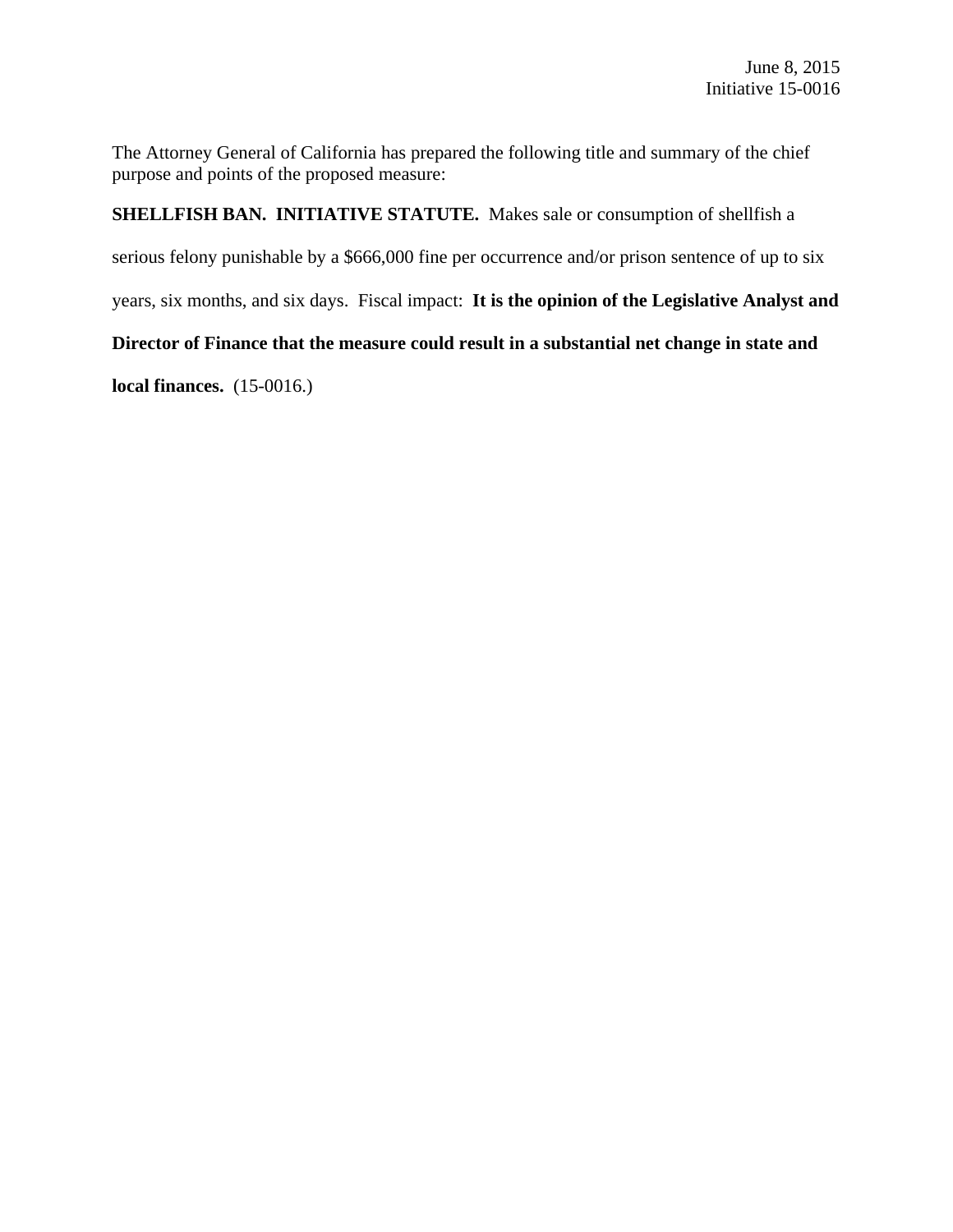June 8, 2015
Initiative 15-0016

The Attorney General of California has prepared the following title and summary of the chief purpose and points of the proposed measure:

**SHELLFISH BAN. INITIATIVE STATUTE.** Makes sale or consumption of shellfish a serious felony punishable by a $666,000 fine per occurrence and/or prison sentence of up to six years, six months, and six days. Fiscal impact: **It is the opinion of the Legislative Analyst and Director of Finance that the measure could result in a substantial net change in state and local finances.** (15-0016.)